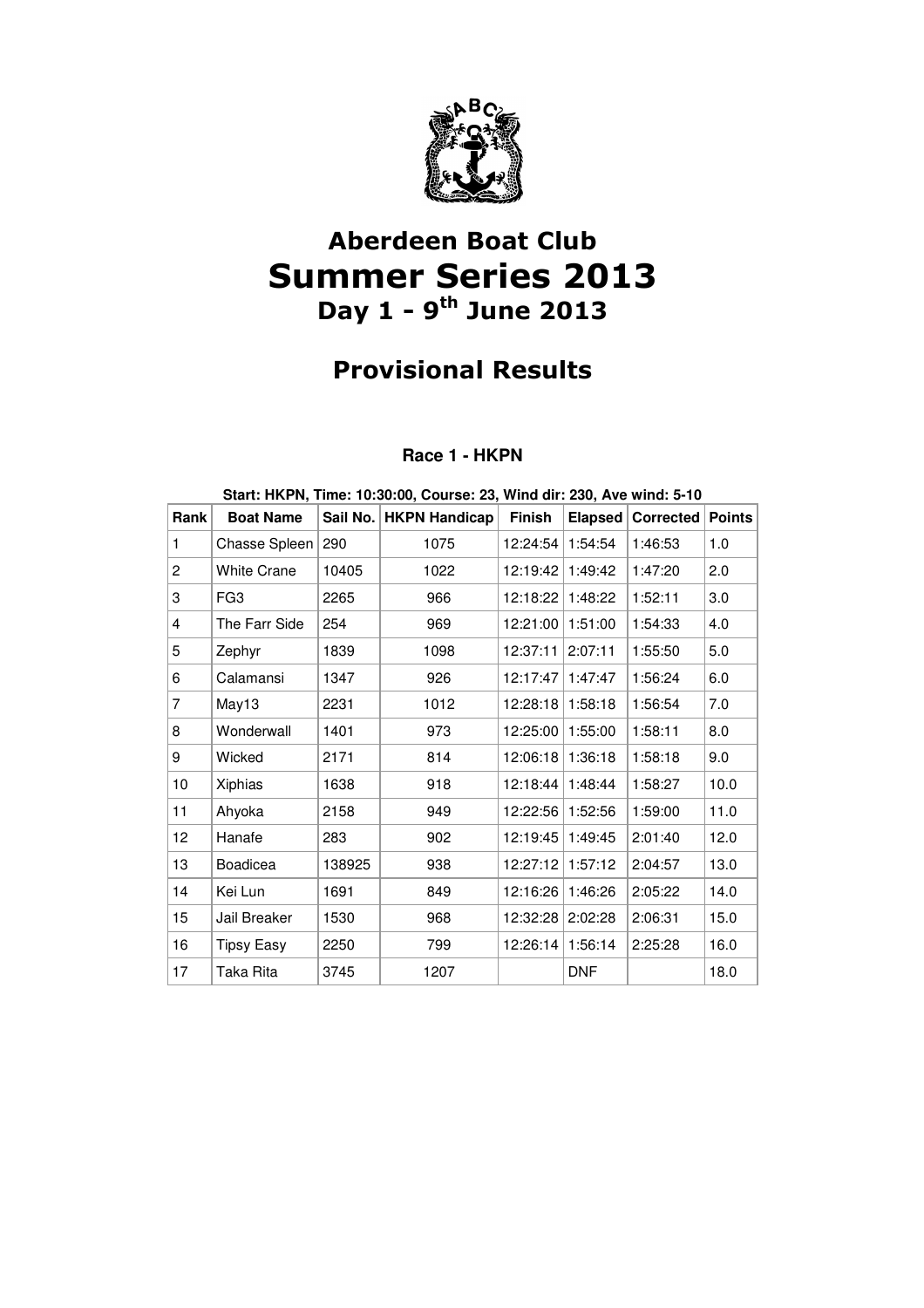# Aberdeen Boat Club

# Summer Series 2013

## Day 1 - 9th June 2013

## Provisional Results

### Race 1 - HKPN

**Start: HKPN, Time: 10:30:00, Course: 23, Wind dir: 230, Ave wind: 5-10**

| Rank | Boat Name | Sail No. | HKPN Handicap | Finish | Elapsed | Corrected | Points |
|---|---|---|---|---|---|---|---|
| 1 | Chasse Spleen | 290 | 1075 | 12:24:54 | 1:54:54 | 1:46:53 | 1.0 |
| 2 | White Crane | 10405 | 1022 | 12:19:42 | 1:49:42 | 1:47:20 | 2.0 |
| 3 | FG3 | 2265 | 966 | 12:18:22 | 1:48:22 | 1:52:11 | 3.0 |
| 4 | The Farr Side | 254 | 969 | 12:21:00 | 1:51:00 | 1:54:33 | 4.0 |
| 5 | Zephyr | 1839 | 1098 | 12:37:11 | 2:07:11 | 1:55:50 | 5.0 |
| 6 | Calamansi | 1347 | 926 | 12:17:47 | 1:47:47 | 1:56:24 | 6.0 |
| 7 | May13 | 2231 | 1012 | 12:28:18 | 1:58:18 | 1:56:54 | 7.0 |
| 8 | Wonderwall | 1401 | 973 | 12:25:00 | 1:55:00 | 1:58:11 | 8.0 |
| 9 | Wicked | 2171 | 814 | 12:06:18 | 1:36:18 | 1:58:18 | 9.0 |
| 10 | Xiphias | 1638 | 918 | 12:18:44 | 1:48:44 | 1:58:27 | 10.0 |
| 11 | Ahyoka | 2158 | 949 | 12:22:56 | 1:52:56 | 1:59:00 | 11.0 |
| 12 | Hanafe | 283 | 902 | 12:19:45 | 1:49:45 | 2:01:40 | 12.0 |
| 13 | Boadicea | 138925 | 938 | 12:27:12 | 1:57:12 | 2:04:57 | 13.0 |
| 14 | Kei Lun | 1691 | 849 | 12:16:26 | 1:46:26 | 2:05:22 | 14.0 |
| 15 | Jail Breaker | 1530 | 968 | 12:32:28 | 2:02:28 | 2:06:31 | 15.0 |
| 16 | Tipsy Easy | 2250 | 799 | 12:26:14 | 1:56:14 | 2:25:28 | 16.0 |
| 17 | Taka Rita | 3745 | 1207 | | DNF | | 18.0 |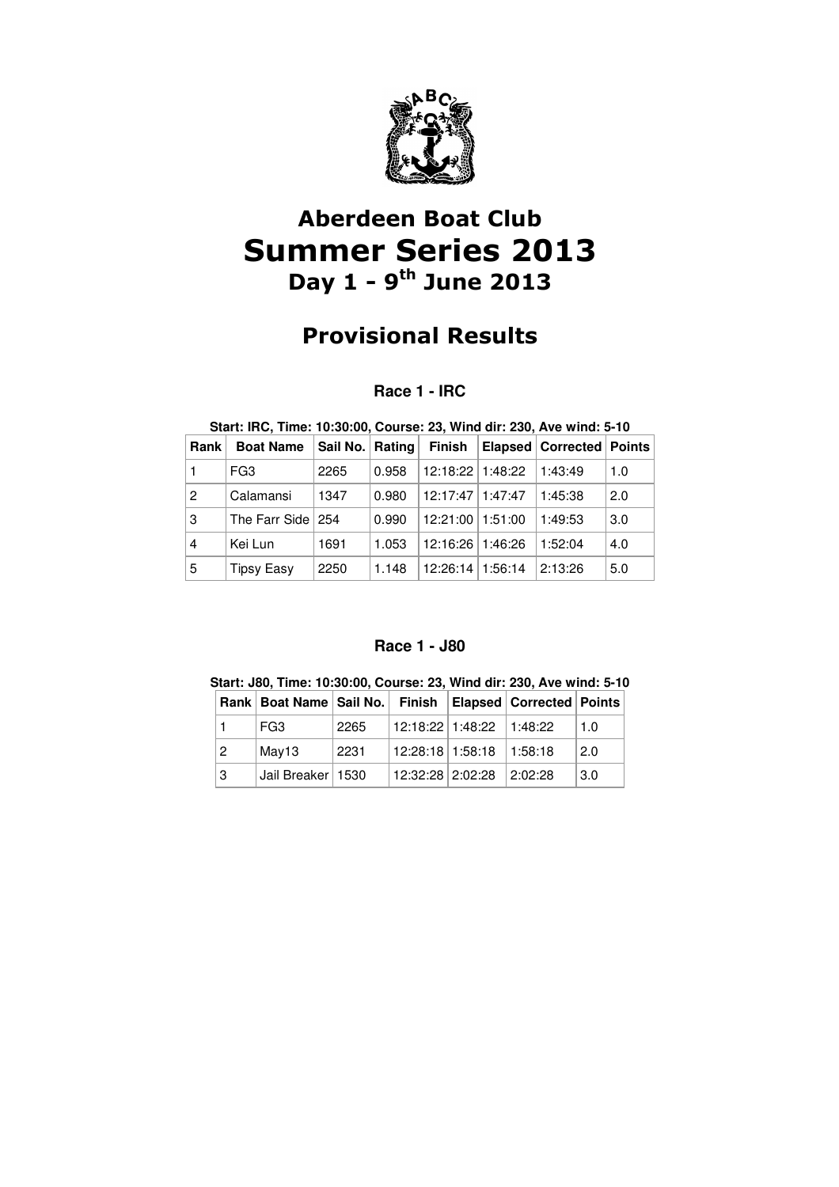# Aberdeen Boat Club

# Summer Series 2013

## Day 1 - 9th June 2013

## Provisional Results

### Race 1 - IRC

**Start: IRC, Time: 10:30:00, Course: 23, Wind dir: 230, Ave wind: 5-10**

| Rank | Boat Name | Sail No. | Rating | Finish | Elapsed | Corrected | Points |
|---|---|---|---|---|---|---|---|
| 1 | FG3 | 2265 | 0.958 | 12:18:22 | 1:48:22 | 1:43:49 | 1.0 |
| 2 | Calamansi | 1347 | 0.980 | 12:17:47 | 1:47:47 | 1:45:38 | 2.0 |
| 3 | The Farr Side | 254 | 0.990 | 12:21:00 | 1:51:00 | 1:49:53 | 3.0 |
| 4 | Kei Lun | 1691 | 1.053 | 12:16:26 | 1:46:26 | 1:52:04 | 4.0 |
| 5 | Tipsy Easy | 2250 | 1.148 | 12:26:14 | 1:56:14 | 2:13:26 | 5.0 |

### Race 1 - J80

**Start: J80, Time: 10:30:00, Course: 23, Wind dir: 230, Ave wind: 5-10**

| Rank | Boat Name | Sail No. | Finish | Elapsed | Corrected | Points |
|---|---|---|---|---|---|---|
| 1 | FG3 | 2265 | 12:18:22 | 1:48:22 | 1:48:22 | 1.0 |
| 2 | May13 | 2231 | 12:28:18 | 1:58:18 | 1:58:18 | 2.0 |
| 3 | Jail Breaker | 1530 | 12:32:28 | 2:02:28 | 2:02:28 | 3.0 |